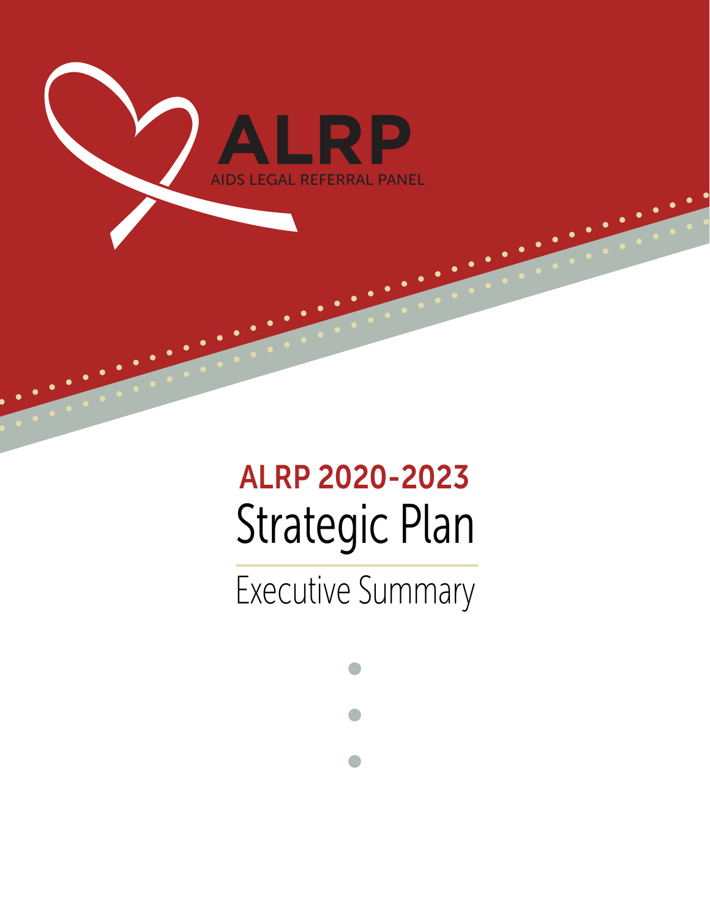ALRP

AIDS LEGAL REFERRAL PANEL

# ALRP 2020-2023
# Strategic Plan

## Executive Summary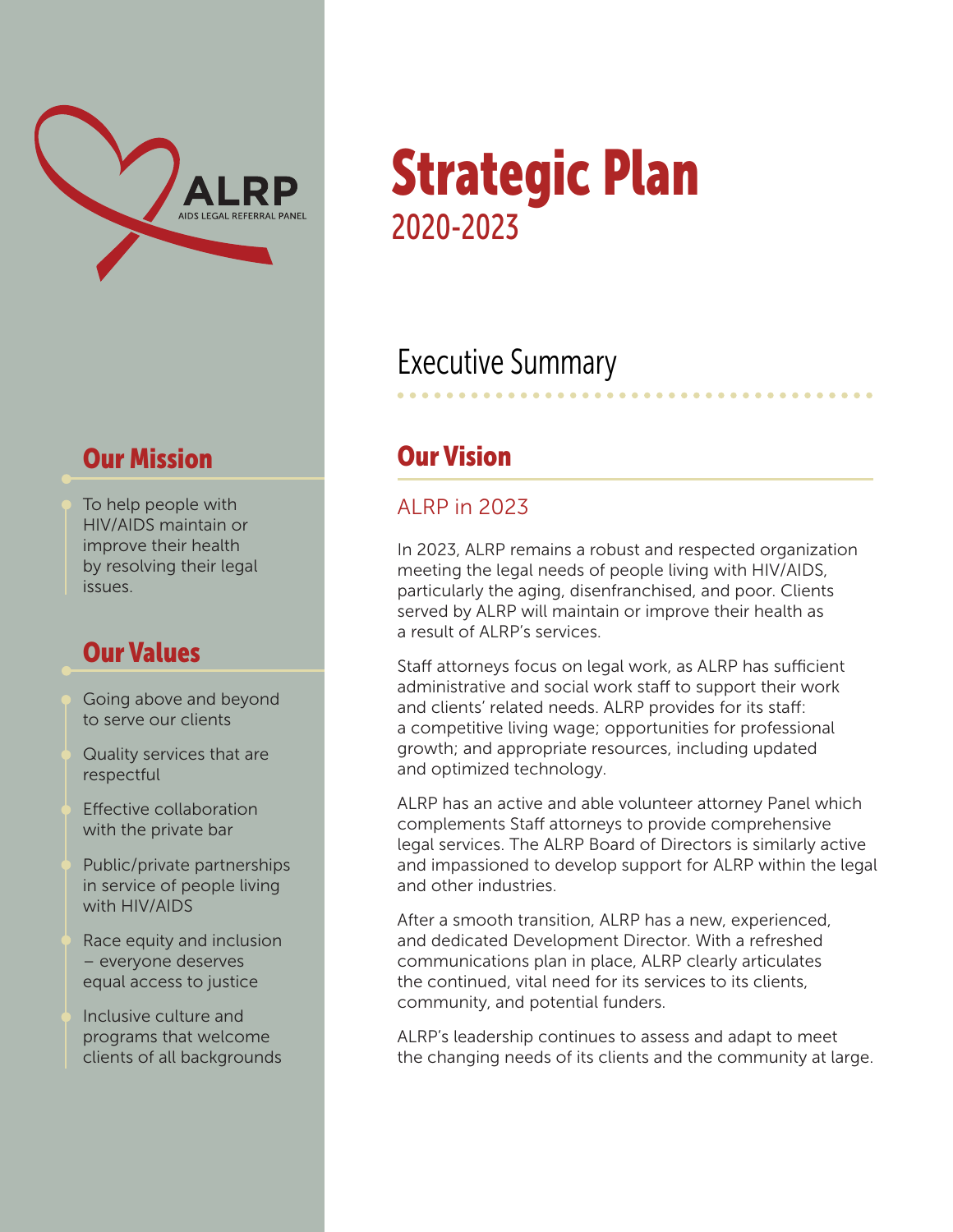ALRP
AIDS LEGAL REFERRAL PANEL

# Strategic Plan

2020-2023

## Our Mission

To help people with HIV/AIDS maintain or improve their health by resolving their legal issues.

## Our Values

- Going above and beyond to serve our clients
- Quality services that are respectful
- Effective collaboration with the private bar
- Public/private partnerships in service of people living with HIV/AIDS
- Race equity and inclusion – everyone deserves equal access to justice
- Inclusive culture and programs that welcome clients of all backgrounds

## Executive Summary

## Our Vision

### ALRP in 2023

In 2023, ALRP remains a robust and respected organization meeting the legal needs of people living with HIV/AIDS, particularly the aging, disenfranchised, and poor. Clients served by ALRP will maintain or improve their health as a result of ALRP's services.

Staff attorneys focus on legal work, as ALRP has sufficient administrative and social work staff to support their work and clients' related needs. ALRP provides for its staff: a competitive living wage; opportunities for professional growth; and appropriate resources, including updated and optimized technology.

ALRP has an active and able volunteer attorney Panel which complements Staff attorneys to provide comprehensive legal services. The ALRP Board of Directors is similarly active and impassioned to develop support for ALRP within the legal and other industries.

After a smooth transition, ALRP has a new, experienced, and dedicated Development Director. With a refreshed communications plan in place, ALRP clearly articulates the continued, vital need for its services to its clients, community, and potential funders.

ALRP's leadership continues to assess and adapt to meet the changing needs of its clients and the community at large.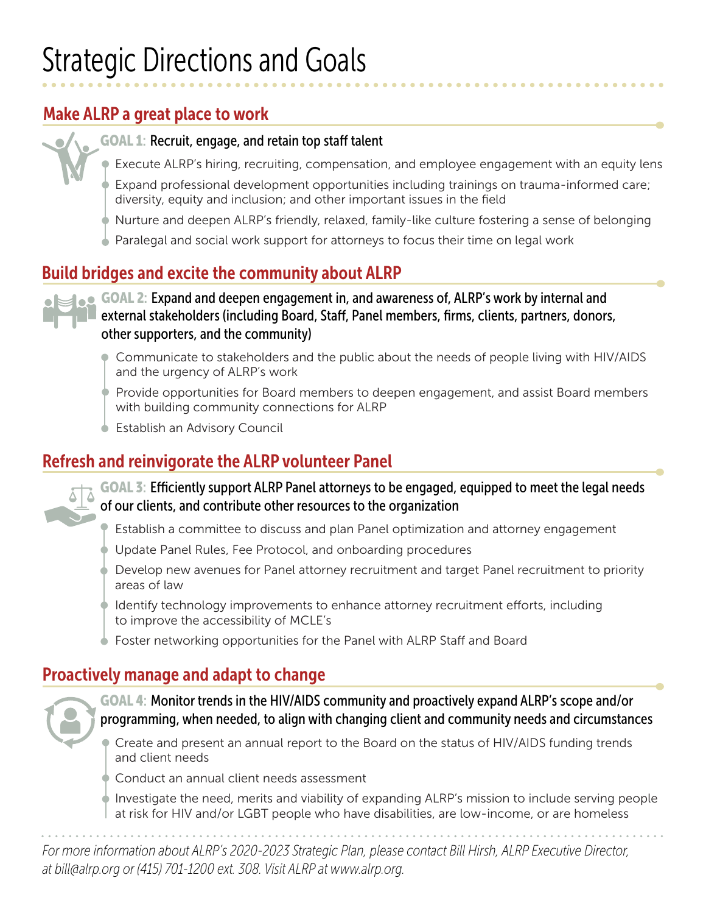# Strategic Directions and Goals

## Make ALRP a great place to work

**GOAL 1:** Recruit, engage, and retain top staff talent

- Execute ALRP's hiring, recruiting, compensation, and employee engagement with an equity lens
- Expand professional development opportunities including trainings on trauma-informed care; diversity, equity and inclusion; and other important issues in the field
- Nurture and deepen ALRP's friendly, relaxed, family-like culture fostering a sense of belonging
- Paralegal and social work support for attorneys to focus their time on legal work

## Build bridges and excite the community about ALRP

**GOAL 2:** Expand and deepen engagement in, and awareness of, ALRP's work by internal and external stakeholders (including Board, Staff, Panel members, firms, clients, partners, donors, other supporters, and the community)

- Communicate to stakeholders and the public about the needs of people living with HIV/AIDS and the urgency of ALRP's work
- Provide opportunities for Board members to deepen engagement, and assist Board members with building community connections for ALRP
- Establish an Advisory Council

## Refresh and reinvigorate the ALRP volunteer Panel

**GOAL 3:** Efficiently support ALRP Panel attorneys to be engaged, equipped to meet the legal needs of our clients, and contribute other resources to the organization

- Establish a committee to discuss and plan Panel optimization and attorney engagement
- Update Panel Rules, Fee Protocol, and onboarding procedures
- Develop new avenues for Panel attorney recruitment and target Panel recruitment to priority areas of law
- Identify technology improvements to enhance attorney recruitment efforts, including to improve the accessibility of MCLE's
- Foster networking opportunities for the Panel with ALRP Staff and Board

## Proactively manage and adapt to change

**GOAL 4:** Monitor trends in the HIV/AIDS community and proactively expand ALRP's scope and/or programming, when needed, to align with changing client and community needs and circumstances

- Create and present an annual report to the Board on the status of HIV/AIDS funding trends and client needs
- Conduct an annual client needs assessment
- Investigate the need, merits and viability of expanding ALRP's mission to include serving people at risk for HIV and/or LGBT people who have disabilities, are low-income, or are homeless

*For more information about ALRP's 2020-2023 Strategic Plan, please contact Bill Hirsh, ALRP Executive Director, at bill@alrp.org or (415) 701-1200 ext. 308. Visit ALRP at www.alrp.org.*